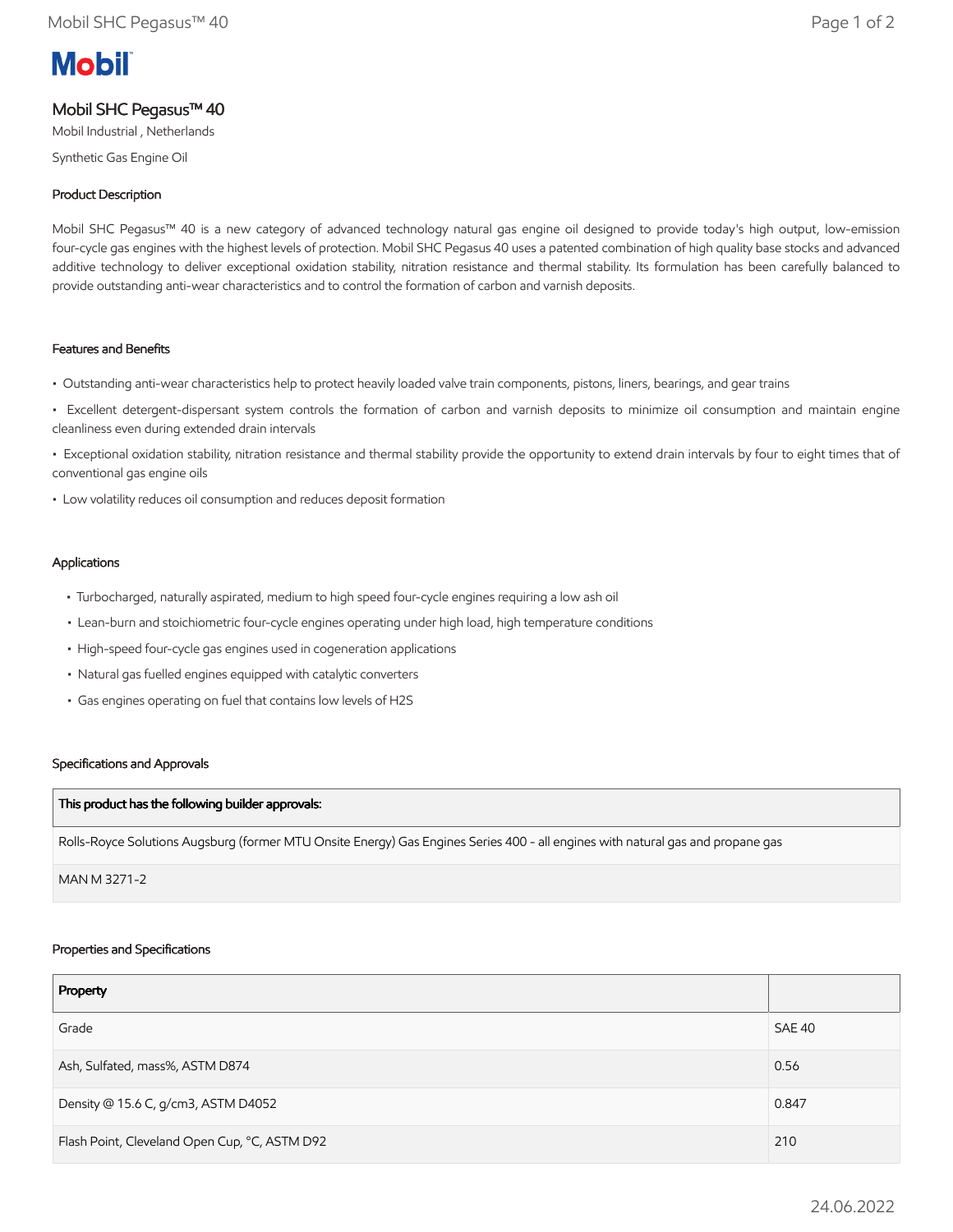# Mobil

## Mobil SHC Pegasus™ 40

Mobil Industrial , Netherlands

Synthetic Gas Engine Oil

### Product Description

Mobil SHC Pegasus™ 40 is a new category of advanced technology natural gas engine oil designed to provide today's high output, low-emission four-cycle gas engines with the highest levels of protection. Mobil SHC Pegasus 40 uses a patented combination of high quality base stocks and advanced additive technology to deliver exceptional oxidation stability, nitration resistance and thermal stability. Its formulation has been carefully balanced to provide outstanding anti-wear characteristics and to control the formation of carbon and varnish deposits.

### Features and Benefits

- Outstanding anti-wear characteristics help to protect heavily loaded valve train components, pistons, liners, bearings, and gear trains
- Excellent detergent-dispersant system controls the formation of carbon and varnish deposits to minimize oil consumption and maintain engine cleanliness even during extended drain intervals
- Exceptional oxidation stability, nitration resistance and thermal stability provide the opportunity to extend drain intervals by four to eight times that of conventional gas engine oils
- Low volatility reduces oil consumption and reduces deposit formation

### Applications

- Turbocharged, naturally aspirated, medium to high speed four-cycle engines requiring a low ash oil
- Lean-burn and stoichiometric four-cycle engines operating under high load, high temperature conditions
- High-speed four-cycle gas engines used in cogeneration applications
- Natural gas fuelled engines equipped with catalytic converters
- Gas engines operating on fuel that contains low levels of $H_2S$

### Specifications and Approvals

| This product has the following builder approvals: |
| --- |
| Rolls-Royce Solutions Augsburg (former MTU Onsite Energy) Gas Engines Series 400 - all engines with natural gas and propane gas |
| MAN M 3271-2 |

### Properties and Specifications

| Property | |
| --- | --- |
| Grade | SAE 40 |
| Ash, Sulfated, mass%, ASTM D874 | 0.56 |
| Density @ 15.6 C, g/cm3, ASTM D4052 | 0.847 |
| Flash Point, Cleveland Open Cup, °C, ASTM D92 | 210 |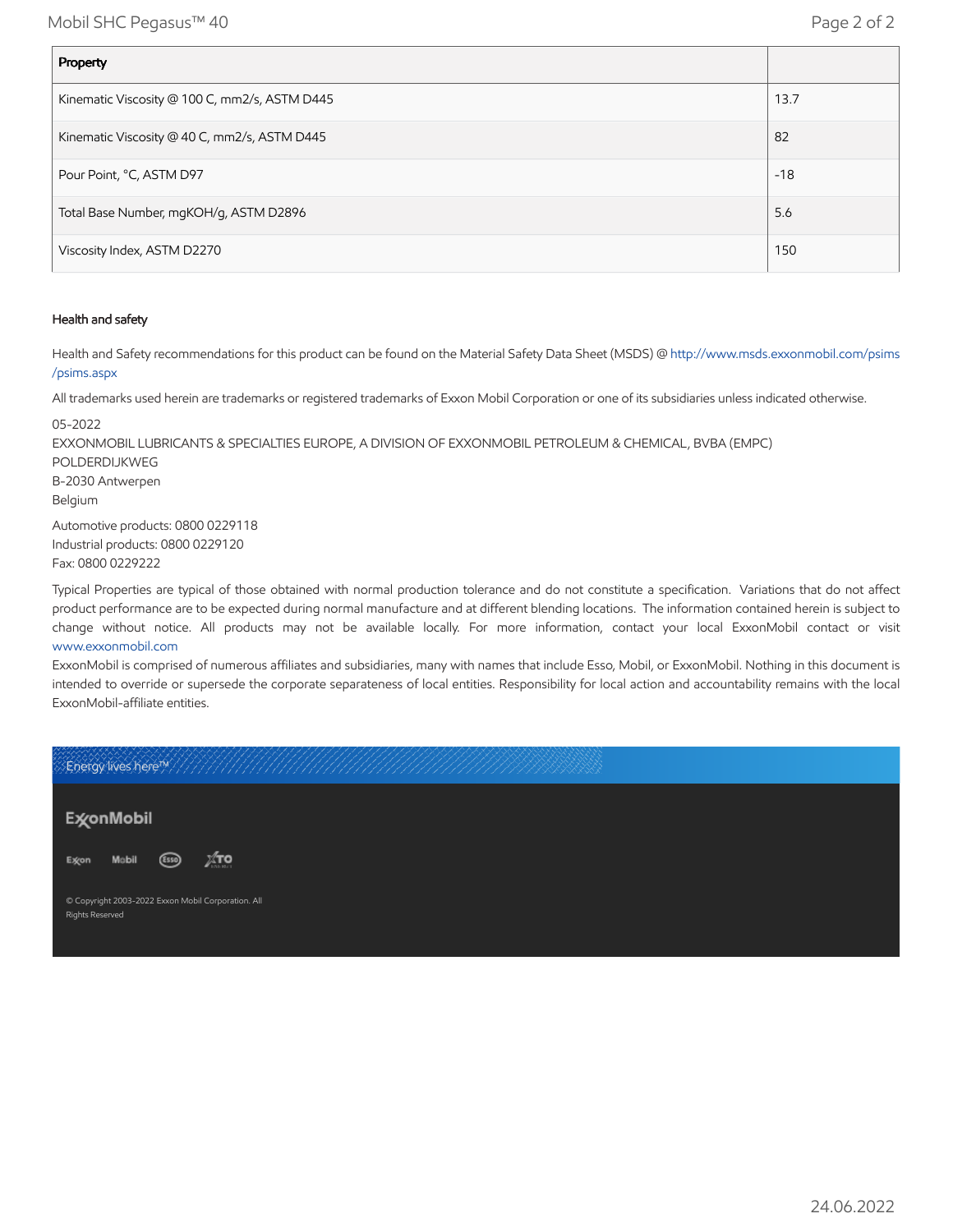| Property | |
|---|---|
| Kinematic Viscosity @ 100 C, mm2/s, ASTM D445 | 13.7 |
| Kinematic Viscosity @ 40 C, mm2/s, ASTM D445 | 82 |
| Pour Point, °C, ASTM D97 | -18 |
| Total Base Number, mgKOH/g, ASTM D2896 | 5.6 |
| Viscosity Index, ASTM D2270 | 150 |

#### Health and safety

Health and Safety recommendations for this product can be found on the Material Safety Data Sheet (MSDS) @ http://www.msds.exxonmobil.com/psims/psims.aspx

All trademarks used herein are trademarks or registered trademarks of Exxon Mobil Corporation or one of its subsidiaries unless indicated otherwise.

05-2022
EXXONMOBIL LUBRICANTS & SPECIALTIES EUROPE, A DIVISION OF EXXONMOBIL PETROLEUM & CHEMICAL, BVBA (EMPC)
POLDERDIJKWEG
B-2030 Antwerpen
Belgium

Automotive products: 0800 0229118
Industrial products: 0800 0229120
Fax: 0800 0229222

Typical Properties are typical of those obtained with normal production tolerance and do not constitute a specification. Variations that do not affect product performance are to be expected during normal manufacture and at different blending locations. The information contained herein is subject to change without notice. All products may not be available locally. For more information, contact your local ExxonMobil contact or visit www.exxonmobil.com

ExxonMobil is comprised of numerous affiliates and subsidiaries, many with names that include Esso, Mobil, or ExxonMobil. Nothing in this document is intended to override or supersede the corporate separateness of local entities. Responsibility for local action and accountability remains with the local ExxonMobil-affiliate entities.

Energy lives here™

ExxonMobil

Exxon Mobil Esso XTO

© Copyright 2003-2022 Exxon Mobil Corporation. All Rights Reserved